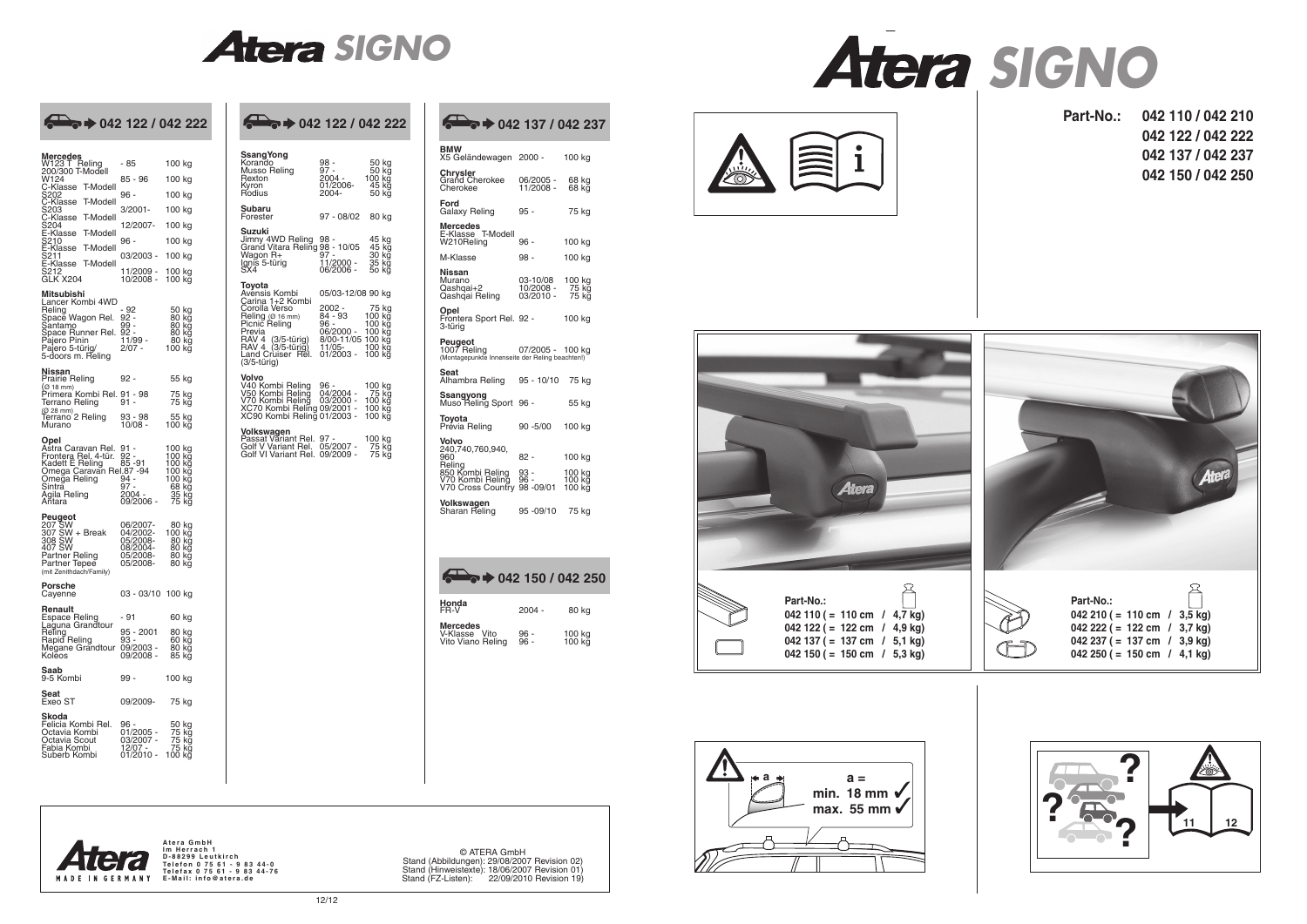# Atera SIGNO

## 042 122 / 042 222

| | | |
|---|---|---|
| **Mercedes** | | |
| W123 T Reling 200/300 T-Modell | - 85 | 100 kg |
| W124 | 85 - 96 | 100 kg |
| C-Klasse T-Modell S202 | 96 - | 100 kg |
| C-Klasse T-Modell S203 | 3/2001- | 100 kg |
| C-Klasse T-Modell S204 | 12/2007- | 100 kg |
| E-Klasse T-Modell S210 | 96 - | 100 kg |
| E-Klasse T-Modell S211 | 03/2003 - | 100 kg |
| E-Klasse T-Modell S212 | 11/2009 - | 100 kg |
| GLK X204 | 10/2008 - | 100 kg |
| **Mitsubishi** | | |
| Lancer Kombi 4WD Reling | - 92 | 50 kg |
| Space Wagon Rel. | 92 - | 80 kg |
| Santamo | 99 - | 80 kg |
| Space Runner Rel. | 92 - | 80 kg |
| Pajero Pinin | 11/99 - | 80 kg |
| Pajero 5-türig/ 5-doors m. Reling | 2/07 - | 100 kg |
| **Nissan** | | |
| Prairie Reling (Ø 18 mm) | 92 - | 55 kg |
| Primera Kombi Rel. | 91 - 98 | 75 kg |
| Terrano Reling (Ø 28 mm) | 91 - | 75 kg |
| Terrano 2 Reling | 93 - 98 | 55 kg |
| Murano | 10/08 - | 100 kg |
| **Opel** | | |
| Astra Caravan Rel. | 91 - | 100 kg |
| Frontera Rel. 4-tür. | 92 - | 100 kg |
| Kadett E Reling | 85 -91 | 100 kg |
| Omega Caravan Rel. | 87 -94 | 100 kg |
| Omega Reling | 94 - | 100 kg |
| Sintra | 97 - | 68 kg |
| Agila Reling | 2004 - | 35 kg |
| Antara | 09/2006 - | 75 kg |
| **Peugeot** | | |
| 207 SW | 06/2007- | 80 kg |
| 307 SW + Break | 04/2002- | 100 kg |
| 308 SW | 05/2008- | 80 kg |
| 407 SW | 08/2004- | 80 kg |
| Partner Reling | 05/2008- | 80 kg |
| Partner Tepee (mit Zenithdach/Family) | 05/2008- | 80 kg |
| **Porsche** | | |
| Cayenne | 03 - 03/10 | 100 kg |
| **Renault** | | |
| Espace Reling | - 91 | 60 kg |
| Laguna Grandtour Reling | 95 - 2001 | 80 kg |
| Rapid Reling | 93 - | 60 kg |
| Megane Grandtour | 09/2003 - | 80 kg |
| Koleos | 09/2008 - | 85 kg |
| **Saab** | | |
| 9-5 Kombi | 99 - | 100 kg |
| **Seat** | | |
| Exeo ST | 09/2009- | 75 kg |
| **Skoda** | | |
| Felicia Kombi Rel. | 96 - | 50 kg |
| Octavia Kombi | 01/2005 - | 75 kg |
| Octavia Scout | 03/2007 - | 75 kg |
| Fabia Kombi | 12/07 - | 75 kg |
| Suberb Kombi | 01/2010 - | 100 kg |

## 042 122 / 042 222

| | | |
|---|---|---|
| **SsangYong** | | |
| Korando | 98 - | 50 kg |
| Musso Reling | 97 - | 50 kg |
| Rexton | 2004 - | 100 kg |
| Kyron | 01/2006- | 45 kg |
| Rodius | 2004- | 50 kg |
| **Subaru** | | |
| Forester | 97 - 08/02 | 80 kg |
| **Suzuki** | | |
| Jimny 4WD Reling | 98 - | 45 kg |
| Grand Vitara Reling | 98 - 10/05 | 45 kg |
| Wagon R+ | 97 - | 30 kg |
| Ignis 5-türig | 11/2000 - | 35 kg |
| SX4 | 06/2006 - | 50 kg |
| **Toyota** | | |
| Avensis Kombi | 05/03-12/08 | 90 kg |
| Carina 1+2 Kombi | | |
| Corolla Verso | 2002 - | 75 kg |
| Reling (Ø 16 mm) | 84 - 93 | 100 kg |
| Picnic Reling | 96 - | 100 kg |
| Previa | 06/2000 - | 100 kg |
| RAV 4 (3/5-türig) | 8/00-11/05 | 100 kg |
| RAV 4 (3/5-türig) | 11/05- | 100 kg |
| Land Cruiser Rel. (3/5-türig) | 01/2003 - | 100 kg |
| **Volvo** | | |
| V40 Kombi Reling | 96 - | 100 kg |
| V50 Kombi Reling | 04/2004 - | 75 kg |
| V70 Kombi Reling | 03/2000 - | 100 kg |
| XC70 Kombi Reling | 09/2001 - | 100 kg |
| XC90 Kombi Reling | 01/2003 - | 100 kg |
| **Volkswagen** | | |
| Passat Variant Rel. | 97 - | 100 kg |
| Golf V Variant Rel. | 05/2007 - | 75 kg |
| Golf VI Variant Rel. | 09/2009 - | 75 kg |

## 042 137 / 042 237

| | | |
|---|---|---|
| **BMW** | | |
| X5 Geländewagen | 2000 - | 100 kg |
| **Chrysler** | | |
| Grand Cherokee | 06/2005 - | 68 kg |
| Cherokee | 11/2008 - | 68 kg |
| **Ford** | | |
| Galaxy Reling | 95 - | 75 kg |
| **Mercedes** | | |
| E-Klasse T-Modell W210Reling | 96 - | 100 kg |
| M-Klasse | 98 - | 100 kg |
| **Nissan** | | |
| Murano | 03-10/08 | 100 kg |
| Qashqai+2 | 10/2008 - | 75 kg |
| Qashqai Reling | 03/2010 - | 75 kg |
| **Opel** | | |
| Frontera Sport Rel. 3-türig | 92 - | 100 kg |
| **Peugeot** | | |
| 1007 Reling (Montagepunkte Innenseite der Reling beachten!) | 07/2005 - | 100 kg |
| **Seat** | | |
| Alhambra Reling | 95 - 10/10 | 75 kg |
| **Ssangyong** | | |
| Muso Reling Sport | 96 - | 55 kg |
| **Toyota** | | |
| Previa Reling | 90 -5/00 | 100 kg |
| **Volvo** | | |
| 240,740,760,940, 960 Reling | 82 - | 100 kg |
| 850 Kombi Reling | 93 - | 100 kg |
| V70 Kombi Reling | 96 - | 100 kg |
| V70 Cross Country | 98 -09/01 | 100 kg |
| **Volkswagen** | | |
| Sharan Reling | 95 -09/10 | 75 kg |

## 042 150 / 042 250

| | | |
|---|---|---|
| **Honda** | | |
| FR-V | 2004 - | 80 kg |
| **Mercedes** | | |
| V-Klasse Vito | 96 - | 100 kg |
| Vito Viano Reling | 96 - | 100 kg |

**Atera GmbH**
Im Herrach 1
D-88299 Leutkirch
Telefon 0 75 61 - 9 83 44-0
Telefax 0 75 61 - 9 83 44-76
E-Mail: info@atera.de

MADE IN GERMANY

© ATERA GmbH
Stand (Abbildungen): 29/08/2007 Revision 02)
Stand (Hinweistexte): 18/06/2007 Revision 01)
Stand (FZ-Listen): 22/09/2010 Revision 19)

# Atera SIGNO

**Part-No.:** 042 110 / 042 210
042 122 / 042 222
042 137 / 042 237
042 150 / 042 250

**Part-No.:**
042 110 ( = 110 cm / 4,7 kg)
042 122 ( = 122 cm / 4,9 kg)
042 137 ( = 137 cm / 5,1 kg)
042 150 ( = 150 cm / 5,3 kg)

**Part-No.:**
042 210 ( = 110 cm / 3,5 kg)
042 222 ( = 122 cm / 3,7 kg)
042 237 ( = 137 cm / 3,9 kg)
042 250 ( = 150 cm / 4,1 kg)

a = min. 18 mm ✓ max. 55 mm ✓

11 12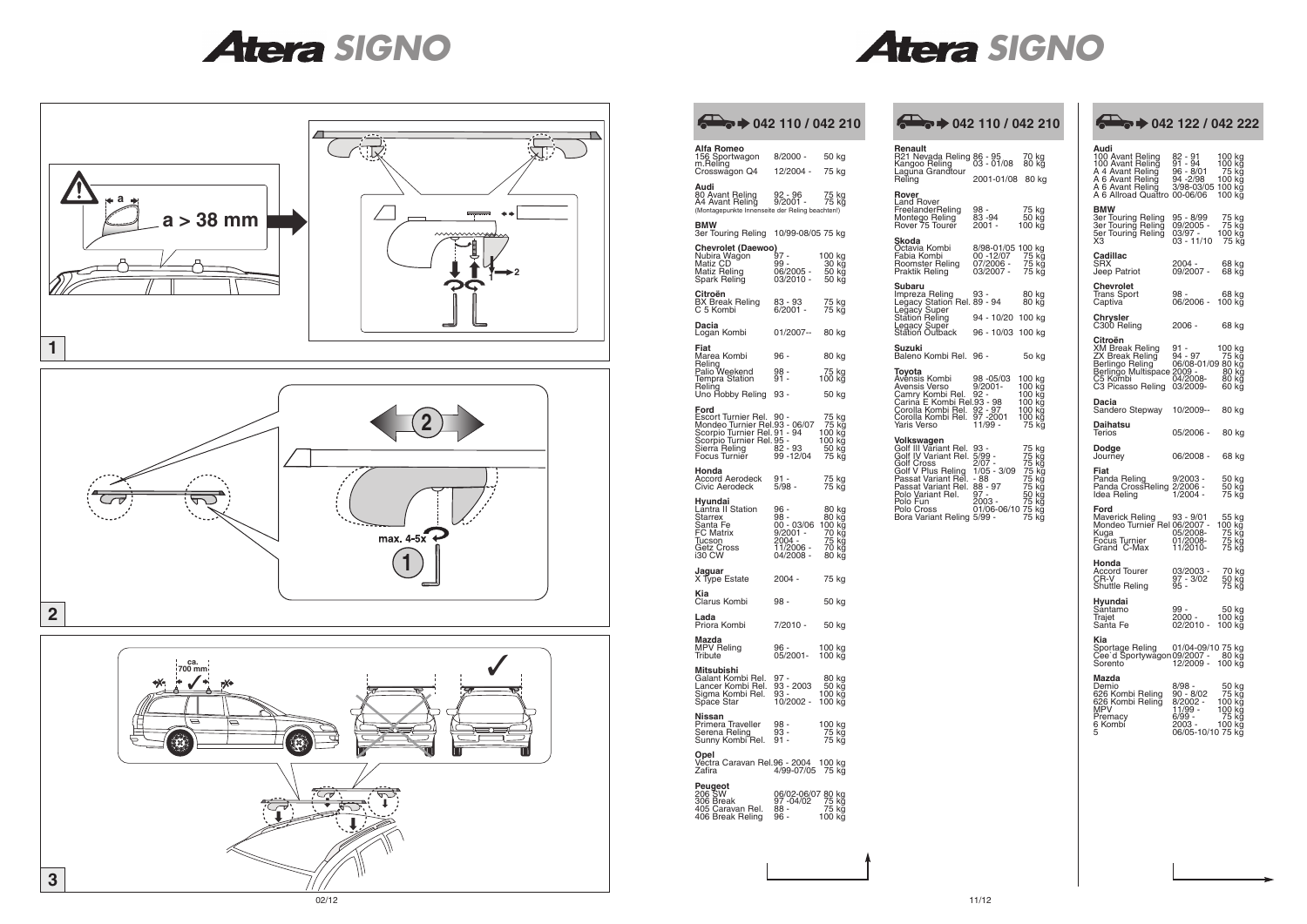# Atera SIGNO

**a**

**a > 38 mm**

**1**

**2**

max. 4-5x

**1**

**2**

ca. 700 mm

**3**

# Atera SIGNO

## 042 110 / 042 210

| Model | Year | Load |
|---|---|---|
| **Alfa Romeo** | | |
| 156 Sportwagon m.Reling | 8/2000 - | 50 kg |
| Crosswagon Q4 | 12/2004 - | 75 kg |
| **Audi** | | |
| 80 Avant Reling | 92 - 96 | 75 kg |
| A4 Avant Reling | 9/2001 - | 75 kg |
| (Montagepunkte Innenseite der Reling beachten!) | | |
| **BMW** | | |
| 3er Touring Reling | 10/99-08/05 | 75 kg |
| **Chevrolet (Daewoo)** | | |
| Nubira Wagon | 97 - | 100 kg |
| Matiz CD | 99 - | 30 kg |
| Matiz Reling | 06/2005 - | 50 kg |
| Spark Reling | 03/2010 - | 50 kg |
| **Citroën** | | |
| BX Break Reling | 83 - 93 | 75 kg |
| C 5 Kombi | 6/2001 - | 75 kg |
| **Dacia** | | |
| Logan Kombi | 01/2007-- | 80 kg |
| **Fiat** | | |
| Marea Kombi Reling | 96 - | 80 kg |
| Palio Weekend | 98 - | 75 kg |
| Tempra Station Reling | 91 - | 100 kg |
| Uno Hobby Reling | 93 - | 50 kg |
| **Ford** | | |
| Escort Turnier Rel. | 90 - | 75 kg |
| Mondeo Turnier Rel. | 93 - 06/07 | 75 kg |
| Scorpio Turnier Rel. | 91 - 94 | 100 kg |
| Scorpio Turnier Rel. | 95 - | 100 kg |
| Sierra Reling | 82 - 93 | 50 kg |
| Focus Turnier | 99 -12/04 | 75 kg |
| **Honda** | | |
| Accord Aerodeck | 91 - | 75 kg |
| Civic Aerodeck | 5/98 - | 75 kg |
| **Hyundai** | | |
| Lantra II Station | 96 - | 80 kg |
| Starrex | 98 - | 80 kg |
| Santa Fe | 00 - 03/06 | 100 kg |
| FC Matrix | 9/2001 - | 70 kg |
| Tucson | 2004 - | 75 kg |
| Getz Cross | 11/2006 - | 70 kg |
| i30 CW | 04/2008 - | 80 kg |
| **Jaguar** | | |
| X Type Estate | 2004 - | 75 kg |
| **Kia** | | |
| Clarus Kombi | 98 - | 50 kg |
| **Lada** | | |
| Priora Kombi | 7/2010 - | 50 kg |
| **Mazda** | | |
| MPV Reling | 96 - | 100 kg |
| Tribute | 05/2001- | 100 kg |
| **Mitsubishi** | | |
| Galant Kombi Rel. | 97 - | 80 kg |
| Lancer Kombi Rel. | 93 - 2003 | 50 kg |
| Sigma Kombi Rel. | 93 - | 100 kg |
| Space Star | 10/2002 - | 100 kg |
| **Nissan** | | |
| Primera Traveller | 98 - | 100 kg |
| Serena Reling | 93 - | 75 kg |
| Sunny Kombi Rel. | 91 - | 75 kg |
| **Opel** | | |
| Vectra Caravan Rel. | 96 - 2004 | 100 kg |
| Zafira | 4/99-07/05 | 75 kg |
| **Peugeot** | | |
| 206 SW | 06/02-06/07 | 80 kg |
| 306 Break | 97 -04/02 | 75 kg |
| 405 Caravan Rel. | 88 - | 75 kg |
| 406 Break Reling | 96 - | 100 kg |

## 042 110 / 042 210

| Model | Year | Load |
|---|---|---|
| **Renault** | | |
| R21 Nevada Reling | 86 - 95 | 70 kg |
| Kangoo Reling | 03 - 01/08 | 80 kg |
| Laguna Grandtour Reling | 2001-01/08 | 80 kg |
| **Rover** | | |
| Land Rover FreelanderReling | 98 - | 75 kg |
| Montego Reling | 83 -94 | 50 kg |
| Rover 75 Tourer | 2001 - | 100 kg |
| **Skoda** | | |
| Octavia Kombi | 8/98-01/05 | 100 kg |
| Fabia Kombi | 00 -12/07 | 75 kg |
| Roomster Reling | 07/2006 - | 75 kg |
| Praktik Reling | 03/2007 - | 75 kg |
| **Subaru** | | |
| Impreza Reling | 93 - | 80 kg |
| Legacy Station Rel. | 89 - 94 | 80 kg |
| Legacy Super Station Reling | 94 - 10/20 | 100 kg |
| Legacy Super Station Outback | 96 - 10/03 | 100 kg |
| **Suzuki** | | |
| Baleno Kombi Rel. | 96 - | 5o kg |
| **Toyota** | | |
| Avensis Kombi | 98 -05/03 | 100 kg |
| Avensis Verso | 9/2001- | 100 kg |
| Camry Kombi Rel. | 92 - | 100 kg |
| Carina E Kombi Rel. | 93 - 98 | 100 kg |
| Corolla Kombi Rel. | 92 - 97 | 100 kg |
| Corolla Kombi Rel. | 97 -2001 | 100 kg |
| Yaris Verso | 11/99 - | 75 kg |
| **Volkswagen** | | |
| Golf III Variant Rel. | 93 - | 75 kg |
| Golf IV Variant Rel. | 5/99 - | 75 kg |
| Golf Cross | 2/07 - | 75 kg |
| Golf V Plus Reling | 1/05 - 3/09 | 75 kg |
| Passat Variant Rel. | - 88 | 75 kg |
| Passat Variant Rel. | 88 - 97 | 75 kg |
| Polo Variant Rel. | 97 - | 50 kg |
| Polo Fun | 2003 - | 75 kg |
| Polo Cross | 01/06-06/10 | 75 kg |
| Bora Variant Reling | 5/99 - | 75 kg |

## 042 122 / 042 222

| Model | Year | Load |
|---|---|---|
| **Audi** | | |
| 100 Avant Reling | 82 - 91 | 100 kg |
| 100 Avant Reling | 91 - 94 | 100 kg |
| A 4 Avant Reling | 96 - 8/01 | 75 kg |
| A 6 Avant Reling | 94 -2/98 | 100 kg |
| A 6 Avant Reling | 3/98-03/05 | 100 kg |
| A 6 Allroad Quattro | 00-06/06 | 100 kg |
| **BMW** | | |
| 3er Touring Reling | 95 - 8/99 | 75 kg |
| 3er Touring Reling | 09/2005 - | 75 kg |
| 5er Touring Reling | 03/97 - | 100 kg |
| X3 | 03 - 11/10 | 75 kg |
| **Cadillac** | | |
| SRX | 2004 - | 68 kg |
| Jeep Patriot | 09/2007 - | 68 kg |
| **Chevrolet** | | |
| Trans Sport | 98 - | 68 kg |
| Captiva | 06/2006 - | 100 kg |
| **Chrysler** | | |
| C300 Reling | 2006 - | 68 kg |
| **Citroën** | | |
| XM Break Reling | 91 - | 100 kg |
| ZX Break Reling | 94 - 97 | 75 kg |
| Berlingo Reling | 06/08-01/09 | 80 kg |
| Berlingo Multispace | 2009 - | 80 kg |
| C5 Kombi | 04/2008- | 80 kg |
| C3 Picasso Reling | 03/2009- | 60 kg |
| **Dacia** | | |
| Sandero Stepway | 10/2009-- | 80 kg |
| **Daihatsu** | | |
| Terios | 05/2006 - | 80 kg |
| **Dodge** | | |
| Journey | 06/2008 - | 68 kg |
| **Fiat** | | |
| Panda Reling | 9/2003 - | 50 kg |
| Panda CrossReling | 2/2006 - | 50 kg |
| Idea Reling | 1/2004 - | 75 kg |
| **Ford** | | |
| Maverick Reling | 93 - 9/01 | 55 kg |
| Mondeo Turnier Rel | 06/2007 - | 100 kg |
| Kuga | 05/2008- | 75 kg |
| Focus Turnier | 01/2008- | 75 kg |
| Grand C-Max | 11/2010- | 75 kg |
| **Honda** | | |
| Accord Tourer | 03/2003 - | 70 kg |
| CR-V | 97 - 3/02 | 50 kg |
| Shuttle Reling | 95 - | 75 kg |
| **Hyundai** | | |
| Santamo | 99 - | 50 kg |
| Trajet | 2000 - | 100 kg |
| Santa Fe | 02/2010 - | 100 kg |
| **Kia** | | |
| Sportage Reling | 01/04-09/10 | 75 kg |
| Cee´d Sportywagon | 09/2007 - | 80 kg |
| Sorento | 12/2009 - | 100 kg |
| **Mazda** | | |
| Demio | 8/98 - | 50 kg |
| 626 Kombi Reling | 90 - 8/02 | 75 kg |
| 626 Kombi Reling | 8/2002 - | 100 kg |
| MPV | 11/99 - | 100 kg |
| Premacy | 6/99 - | 75 kg |
| 6 Kombi | 2003 - | 100 kg |
| 5 | 06/05-10/10 | 75 kg |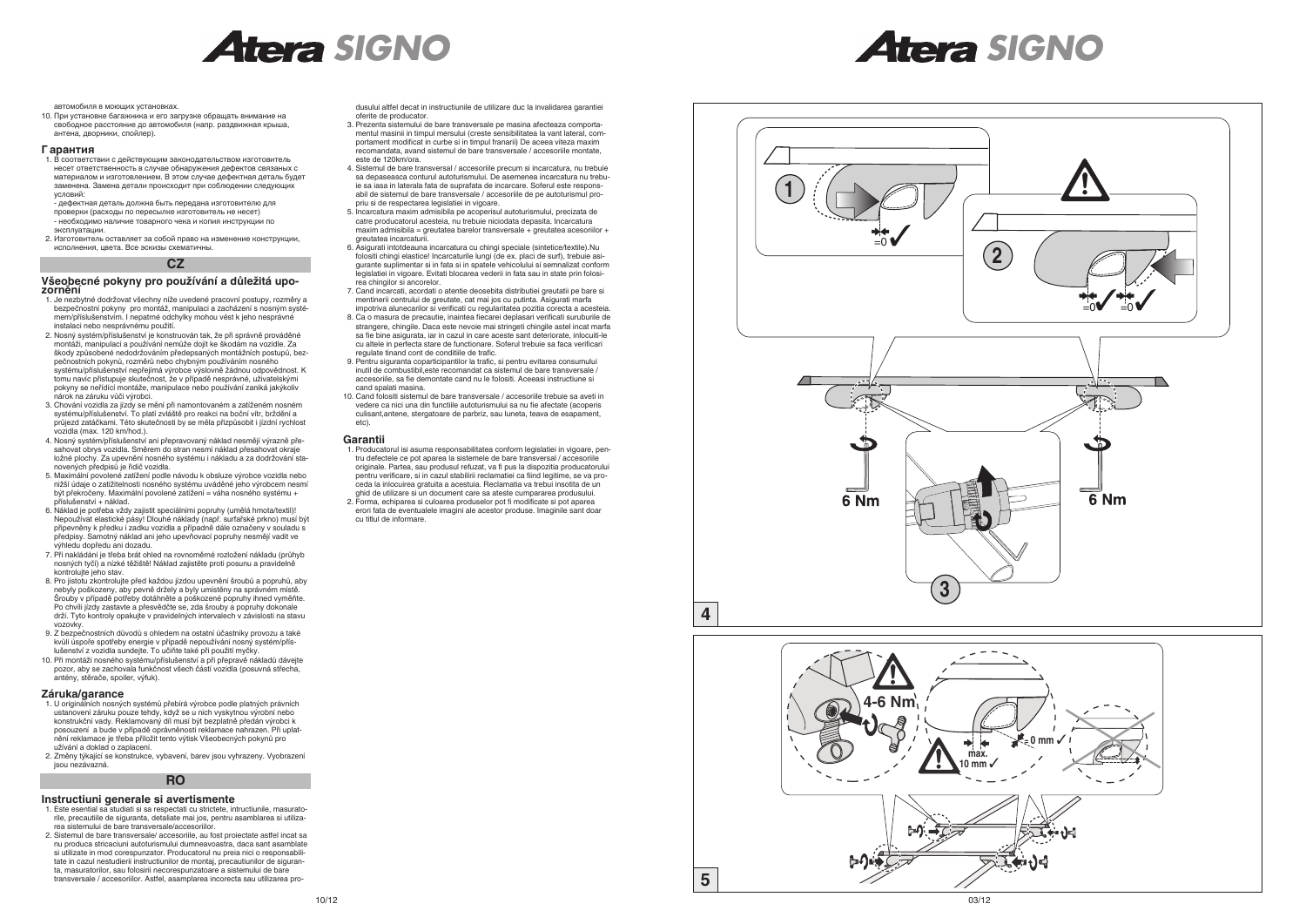автомобиля в моющих установках.

10. При установке багажника и его загрузке обращать внимание на свободное расстояние до автомобиля (напр. раздвижная крыша, антена, дворники, спойлер).

### Гарантия

1. В соответствии с действующим законодательством изготовитель несет ответственность в случае обнаружения дефектов связаных с материалом и изготовлением. В этом случае дефектная деталь будет заменена. Замена детали происходит при соблюдении следующих условий:
   - дефектная деталь должна быть передана изготовителю для проверки (расходы по пересылке изготовитель не несет)
   - необходимо наличие товарного чека и копия инструкции по эксплуатации.
2. Изготовитель оставляет за собой право на изменение конструкции, исполнения, цвета. Все эскизы схематичны.

## CZ

### Všeobecné pokyny pro používání a důležitá upozornění

1. Je nezbytné dodržovat všechny níže uvedené pracovní postupy, rozměry a bezpečnostní pokyny pro montáž, manipulaci a zacházení s nosným systémem/příslušenstvím. I nepatrné odchylky mohou vést k jeho nesprávné instalaci nebo nesprávnému použití.
2. Nosný systém/příslušenství je konstruován tak, že při správně prováděné montáži, manipulaci a používání nemůže dojít ke škodám na vozidle. Za škody způsobené nedodržováním předepsaných montážních postupů, bezpečnostních pokynů, rozměrů nebo chybným používáním nosného systému/příslušenství nepřejímá výrobce výslovně žádnou odpovědnost. K tomu navíc přistupuje skutečnost, že v případě nesprávné, uživatelskými pokyny se neřídící montáže, manipulace nebo používání zaniká jakýkoliv nárok na záruku vůči výrobci.
3. Chování vozidla za jízdy se mění při namontovaném a zatíženém nosném systému/příslušenství. To platí zvláště pro reakci na boční vítr, brždění a průjezd zatáčkami. Této skutečnosti by se měla přizpůsobit i jízdní rychlost vozidla (max. 120 km/hod.).
4. Nosný systém/příslušenství ani přepravovaný náklad nesmějí výrazně přesahovat obrys vozidla. Směrem do stran nesmí náklad přesahovat okraje ložné plochy. Za upevnění nosného systému i nákladu a za dodržování stanovených předpisů je řidič vozidla.
5. Maximální povolené zatížení podle návodu k obsluze výrobce vozidla nebo nižší údaje o zatížitelnosti nosného systému uváděné jeho výrobcem nesmí být překročeny. Maximální povolené zatížení = váha nosného systému + příslušenství + náklad.
6. Náklad je potřeba vždy zajistit speciálními popruhy (umělá hmota/textil)! Nepoužívat elastické pásy! Dlouhé náklady (např. surfařské prkno) musí být připevněny k předku i zadku vozidla a případně dále označeny v souladu s předpisy. Samotný náklad ani jeho upevňovací popruhy nesmějí vadit ve výhledu dopředu ani dozadu.
7. Při nakládání je třeba brát ohled na rovnoměrné rozložení nákladu (průhyb nosných tyčí) a nízké těžiště! Náklad zajistěte proti posunu a pravidelně kontrolujte jeho stav.
8. Pro jistotu zkontrolujte před každou jízdou upevnění šroubů a popruhů, aby nebyly poškozeny, aby pevně držely a byly umístěny na správném místě. Šrouby v případě potřeby dotáhněte a poškozené popruhy ihned vyměňte. Po chvíli jízdy zastavte a přesvědčte se, zda šrouby a popruhy dokonale drží. Tyto kontroly opakujte v pravidelných intervalech v závislosti na stavu vozovky.
9. Z bezpečnostních důvodů s ohledem na ostatní účastníky provozu a také kvůli úspoře spotřeby energie v případě nepoužívání nosný systém/příslušenství z vozidla sundejte. To učiňte také při použití myčky.
10. Při montáži nosného systému/příslušenství a při přepravě nákladů dávejte pozor, aby se zachovala funkčnost všech částí vozidla (posuvná střecha, antény, stěrače, spoiler, výfuk).

### Záruka/garance

1. U originálních nosných systémů přebírá výrobce podle platných právních ustanovení záruku pouze tehdy, když se u nich vyskytnou výrobní nebo konstrukční vady. Reklamovaný díl musí být bezplatně předán výrobci k posouzení a bude v případě oprávněnosti reklamace nahrazen. Při uplatnění reklamace je třeba přiložit tento výtisk Všeobecných pokynů pro užívání a doklad o zaplacení.
2. Změny týkající se konstrukce, vybavení, barev jsou vyhrazeny. Vyobrazení jsou nezávazná.

## RO

### Instructiuni generale si avertismente

1. Este esential sa studiati si sa respectati cu strictete, intructiunile, masuratorile, precautiile de siguranta, detaliate mai jos, pentru asamblarea si utilizarea sistemului de bare transversale/accesoriilor.
2. Sistemul de bare transversale/ accesoriile, au fost proiectate astfel incat sa nu produca stricaciuni autoturismului dumneavoastra, daca sant asamblate si utilizate in mod corespunzator. Producatorul nu preia nici o responsabilitate in cazul nestudierii instructiunilor de montaj, precautiunilor de siguranta, masuratorilor, sau folosirii necorespunzatoare a sistemului de bare transversale / accesoriilor. Astfel, asamplarea incorecta sau utilizarea produsului altfel decat in instructiunile de utilizare duc la invalidarea garantiei oferite de producator.
3. Prezenta sistemului de bare transversale pe masina afecteaza comportamentul masinii in timpul mersului (creste sensibilitatea la vant lateral, comportament modificat in curbe si in timpul franarii) De aceea viteza maxim recomandata, avand sistemul de bare transversale / accesoriile montate, este de 120km/ora.
4. Sistemul de bare transversal / accesoriile precum si incarcatura, nu trebuie sa depaseasca conturul autoturismului. De asemenea incarcatura nu trebuie sa iasa in laterala fata de suprafata de incarcare. Soferul este responsabil de sistemul de bare transversale / accesoriile de pe autoturismul propriu si de respectarea legislatiei in vigoare.
5. Incarcatura maxim admisibila pe acoperisul autoturismului, precizata de catre producatorul acesteia, nu trebuie niciodata depasita. Incarcatura maxim admisibila = greutatea barelor transversale + greutatea acesoriilor + greutatea incarcaturii.
6. Asigurati intotdeauna incarcatura cu chingi speciale (sintetice/textile).Nu folositi chingi elastice! Incarcaturile lungi (de ex. placi de surf), trebuie asigurante suplimentar si in fata si in spatele vehicolului si semnalizat conform legislatiei in vigoare. Evitati blocarea vederii in fata sau in state prin folosirea chingilor si ancorelor.
7. Cand incarcati, acordati o atentie deosebita distributiei greutatii pe bare si mentinerii centrului de greutate, cat mai jos cu putinta. Asigurati marfa impotriva alunecarilor si verificati cu regularitatea pozitia corecta a acesteia.
8. Ca o masura de precautie, inaintea fiecarei deplasari verificati suruburile de strangere, chingile. Daca este nevoie mai strangeti chingile astel incat marfa sa fie bine asigurata, iar in cazul in care aceste sant deteriorate, inlocuiti-le cu altele in perfecta stare de functionare. Soferul trebuie sa faca verificari regulate tinand cont de conditiile de trafic.
9. Pentru siguranta coparticipantilor la trafic, si pentru evitarea consumului inutil de combustibil,este recomandat ca sistemul de bare transversale / accesoriile, sa fie demontate cand nu le folositi. Aceeasi instructiune si cand spalati masina.
10. Cand folositi sistemul de bare transversale / accesoriile trebuie sa aveti in vedere ca nici una din functiile autoturismului sa nu fie afectate (acoperis culisant,antene, stergatoare de parbriz, sau luneta, teava de esapament, etc).

### Garantii

1. Producatorul isi asuma responsabilitatea conform legislatiei in vigoare, pentru defectele ce pot aparea la sistemele de bare transversal / accesoriile originale. Partea, sau produsul refuzat, va fi pus la dispozitia producatorului pentru verificare, si in cazul stabilirii reclamatiei ca fiind legitime, se va proceda la inlocuirea gratuita a acestuia. Reclamatia va trebui insotita de un ghid de utilizare si un document care sa ateste cumpararea produsului.
2. Forma, echiparea si culoarea produselor pot fi modificate si pot aparea erori fata de eventualele imagini ale acestor produse. Imaginile sant doar cu titlul de informare.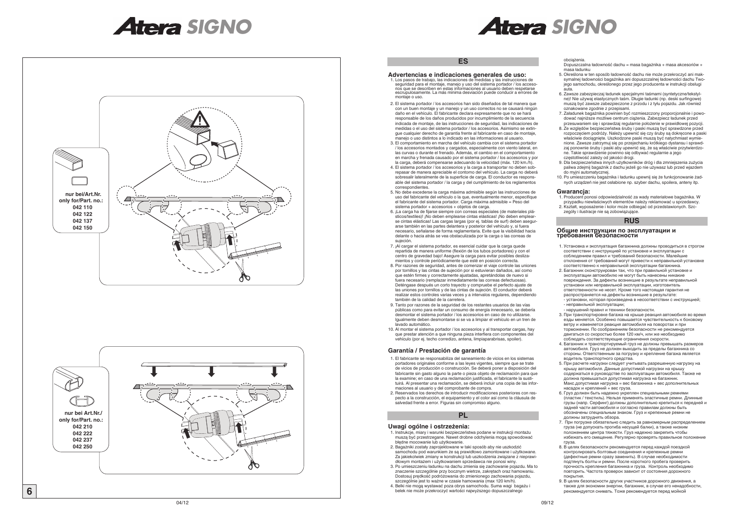nur bei/Art.Nr.
only for/Part. no.:
042 110
042 122
042 137
042 150

nur bei Art.Nr./
only for/Part. no.:
042 210
042 222
042 237
042 250

## ES

### Advertencias e indicaciones generales de uso:

1. Los pasos de trabajo, las indicaciones de medidas y las instrucciones de seguridad para el montaje, manejo y uso del sistema portador / los accesorios que se describen en estas informaciones al usuario deben respetarse escrupulosamente. La más mínima desviación puede conducir a errores de montaje o uso.
2. El sistema portador / los accesorios han sido diseñados de tal manera que con un buen montaje y un manejo y un uso correctos no se causará ningún daño en el vehículo. El fabricante declara expresamente que no se hará responsable de los daños producidos por incumplimiento de la secuencia indicada de montaje, de las instrucciones de seguridad, las indicaciones de medidas o el uso del sistema portador / los accesorios. Asimismo se extingue cualquier derecho de garantía frente al fabricante en caso de montaje, manejo o uso distintos a lo indicado en las informaciones al usuario.
3. El comportamiento en marcha del vehículo cambia con el sistema portador / los accesorios montados y cargados, especialmente con viento lateral, en las curvas o durante el frenado. Además, el cambio en el comportamiento en marcha y frenada causado por el sistema portador / los accesorios y por la carga, deberá compensarse adecuando la velocidad (máx. 120 km./h).
4. El sistema portador / los accesorios y la carga a transportar no deben sobrepasar de manera apreciable el contorno del vehículo. La carga no deberá sobresalir lateralmente de la superficie de carga. El conductor es responsable del sistema portador / la carga y del cumplimiento de los reglamentos correspondientes.
5. No debe excederse la carga máxima admisible según las instrucciones de uso del fabricante del vehículo o la que, eventualmente menor, especifique el fabricante del sistema portador. Carga máxima admisible = Peso del sistema portador + accesorios + objetos de carga.
6. ¡La carga ha de fijarse siempre con correas especiales (de materiales plásticos/textiles)! ¡No deben emplearse cintas elásticas! ¡No deben emplearse cintas elásticas! Las cargas largas (por ej. tablas de surf) deben asegurarse también en las partes delantera y posterior del vehículo y, si fuera necesario, señalarse de forma reglamentaria. Evite que la visibilidad hacia delante o hacia atrás se vea obstaculizada por la carga o las correas de sujeción.
7. ¡Al cargar el sistema portador, es esencial cuidar de que la carga quede repartida de manera uniforme (flexión de los tubos portadores) y con el centro de gravedad bajo! Asegure la carga para evitar posibles deslizamientos y controle periódicamente que esté en posición correcta.
8. Por razones de seguridad, antes de comenzar el viaje controle las uniones por tornillos y las cintas de sujeción por si estuvieran dañados, así como que estén firmes y correctamente ajustadas, apretándolas de nuevo si fuera necesario (remplazar inmediatamente las correas defectuosas). Deténgase después un corto trayecto y compruebe el perfecto ajuste de las uniones por tornillos y de las cintas de sujeción. El conductor deberá realizar estos controles varias veces y a intervalos regulares, dependiendo también de la calidad de la carretera.
9. Tanto por razones de la seguridad de los restantes usuarios de las vías públicas como para evitar un consumo de energía innecesario, se debería desmontar el sistema portador / los accesorios en caso de no utilizarse. Igualmente deben desmontarse si se va a limpiar el vehículo en un tren de lavado automático.
10. Al montar el sistema portador / los accesorios y al transportar cargas, hay que prestar atención a que ninguna pieza interfiera con componentes del vehículo (por ej. techo corredizo, antena, limpiaparabrisas, spoiler).

### Garantía / Prestación de garantía

1. El fabricante se responsabiliza del saneamiento de vicios en los sistemas portadores originales conforme a las leyes vigentes, siempre que se trate de vicios de producción o construcción. Se deberá poner a disposición del fabricante sin gasto alguno la parte o pieza objeto de reclamación para que la examine; en caso de una reclamación justificada, el fabricante la sustituirá. Al presentar una reclamación, se deberá incluir una copia de las informaciones al usuario y del comprobante de compra.
2. Reservados los derechos de introducir modificaciones posteriores con respecto a la construcción, el equipamiento y el color así como la cláusula de salvedad frente a error. Figuras sin compromiso alguno.

## PL

### Uwagi ogólne i ostrzeżenia:

1. Instrukcje, miary i warunki bezpieczeństwa podane w instrukcji montażu muszą być przestrzegane. Nawet drobne odchylenia mogą spowodować błędne mocowanie lub użytkowanie.
2. Bagażniki zostały zaprojektowane w taki sposób aby nie uszkodzić samochodu pod warunkiem że są prawidłowo zamontowane i użytkowane. Za jakiekolwiek zmiany w konstrukcji lub uszkodzenia związane z nieprawidłowym montażem i użytkowaniem sprzedawca nie ponosi winy.
3. Po umieszczeniu ładunku na dachu zmienia się zachowanie pojazdu. Ma to znaczenie szczególnie przy bocznym wietrze, zakrętach oraz hamowaniu. Dostosuj prędkość podróżowania do zmienionego zachowania pojazdu, szczególnie jest to ważne w czasie hamowania (max 120 km/h).
4. Belki nie mogą wystawać poza obrys samochodu. Suma wagi bagażu i belek nie może przekroczyć wartości najwyższego dopuszczalnego obciążenia.
Dopuszczalna ładowność dachu = masa bagażnika + masa akcesoriów + masa ładunku
5. Określona w ten sposób ładowność dachu nie może przekroczyć ani maksymalnej ładowności bagażnika ani dopuszczalnej ładowności dachu Twojego samochodu, określonego przez jego producenta w instrukcji obsługi auta.
6. Zawsze zabezpieczaj ładunek specjalnymi taśmami (syntetyczne/tekstylne)! Nie używaj elastycznych taśm. Długie ładunki (np. deski surfingowe) muszą być zawsze zabezpieczone z przodu i z tyłu pojazdu. Jak również oznakowane zgodnie z przepisami.
7. Załadunek bagażnika powinien być rozmieszczony proporcjonalnie i powodować najniższe możliwe centrum ciężenia. Zabezpiecz ładunek przed przesuwaniem się i sprawdzaj regularnie położenie w prawidłowej pozycji.
8. Ze względów bezpieczeństwa śruby i paski muszą być sprawdzone przed rozpoczęciem podróży. Należy upewnić się czy śruby są dokręcone a paski właściwie dociągnięte. Uszkodzone paski muszą być natychmiast wymienione. Zawsze zatrzymuj się po przejechaniu krótkiego dystansu i sprawdzaj ponownie śruby i paski aby upewnić się, że są właściwie przytwierdzone. Takie sprawdzenie powinno się odbywać regularnie a jego częstotliwość zależy od jakości drogi.
9. Dla bezpieczeństwa innych użytkowników dróg i dla zmniejszenia zużycia paliwa zdejmij bagażnik z dachu jeżeli go nie używasz lub przed wjazdem do myjni automatycznej.
10. Po umieszczeniu bagażnika i ładunku upewnij się że funkcjonowanie żadnych urządzeń nie jest osłabione np. szyber dachu, spoilera, anteny itp.

### Gwarancja:

1. Producent ponosi odpowiedzialność za wady materiałowe bagażnika. W przypadku niewłaściwych elementów należy reklamować u sprzedawcy.
2. Kształt, wyposażenie i kolor może odbiegać od przedstawionych. Szczegóły i ilustracje nie są zobowiązujące.

## RUS

### Общие инструкции по эксплуатации и требования безопасности

1. Установка и эксплуатация багажника должны проводиться в строгом соответствии с инструкцией по установке и эксплуатации с соблюдением правил и требований безопасности. Малейшие отклонения от требований могут привести к неправильной установке соответственно к неправильной эксплуатации багажника.
2. Багажник сконструирован так, что при правильной установке и эксплуатации автомобилю не могут быть нанесены никакие повреждения. За дефекты возникшие в результате неправильной установки или неправильной эксплуатации, изготовитель ответственности не несет. Кроме того настоящая гарантия не распространяется на дефекты возникшие в результате:
- установки, которая произведена в несоответствии с инструкцией;
- неправильной эксплуатации;
- нарушений правил и техники безопасности.
3. При транспортировке багажа на крыше реакция автомобиля во время езды меняется. Особенно повышается чувствительность к боковому ветру и изменяется реакция автомобиля на поворотах и при торможении. По соображениям безопасности не рекомендуется двигаться со скоростью более 120 км/ч, или же необходимо соблюдать соответствующие ограничения скорости.
4. Багажник и транспортируемый груз не должны превышать размеров автомобиля. Груз не должен выходить за пределы багажника со стороны. Ответственным за погрузку и крепление багажа является водитель транспортного средства.
5. При расчете нагрузки следует учитывать разрешенную нагрузку на крышу автомобиля. Данные допустимой нагрузки на крышу содержаться в руководстве по эксплуатации автомобиля. Также не должна превышаться допустимая нагрузка на багажник. Макс.допустимая нагрузка = вес багажника + вес дополнительных насадок и креплений + вес груза.
6. Груз должен быть надежно укреплен специальными ремнями (пластик / текстиль). Нельзя применять эластичные ремни. Длинные грузы (напр. Серфинг) должны дополнительно крепиться к передней и задней части автомобиля и согласно правилам должны быть обозначены специальным знаком. Груз и крепежные ремни не должны затруднять обзора.
7. При погрузке обязательно следить за равномерным распределением груза (не допускать прогиба несущей балки), а также низким положением центра тяжести. Груз надежно закрепить чтобы избежать его смещение. Регулярно проверять правильное положение груза.
8. В целях безопасности рекомендуется перед каждой поездкой контролировать болтовые соединения и крепежные ремни (дефектные ремни сразу заменить). В случае необходимости подтянуть болты и ремни. После короткого пробега проверить прочность крепления багажника и груза. Контроль необходимо повторить. Частота проверок зависит от состояния дорожного покрытия.
9. В целях безопасности других участников дорожного движения, а также для экономии энергии, багажник, в случае его ненадобности, рекомендуется снимать. Тоже рекомендуется перед мойкой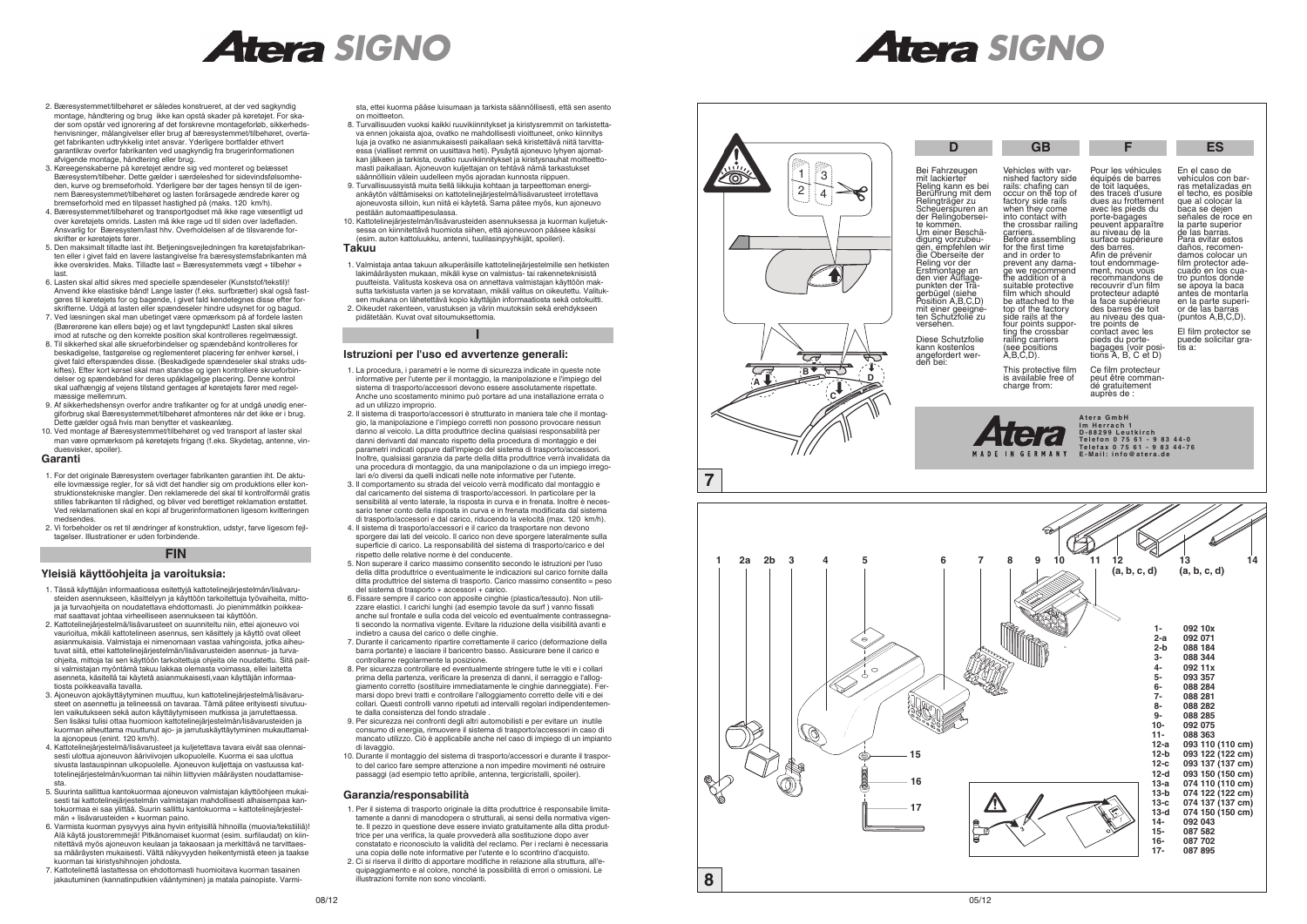# Atera SIGNO

2. Bæresystemmet/tilbehøret er således konstrueret, at der ved sagkyndig montage, håndtering og brug ikke kan opstå skader på køretøjet. For skader som opstår ved ignorering af det forskrevne montageforløb, sikkerhedshenvisninger, målangivelser eller brug af bæresystemmet/tilbehøret, overtaget fabrikanten udtrykkelig intet ansvar. Yderligere bortfalder ethvert garantikrav overfor fabrikanten ved usagkyndig fra brugerinformationen afvigende montage, håndtering eller brug.
3. Køreegenskaberne på køretøjet ændre sig ved monteret og belæsset Bæresystem/tilbehør. Dette gælder i særdeleshed for sidevindsfølsomheden, kurve og bremseforhold. Yderligere bør der tages hensyn til de igennem Bæresystemmet/tilbehøret og lasten forårsagede ændrede kører og bremseforhold med en tilpasset hastighed på (maks. 120 km/h).
4. Bæresystemmet/tilbehøret og transportgodset må ikke rage væsentligt ud over køretøjets omrids. Lasten må ikke rage ud til siden over ladefladen. Ansvarlig for Bæresystem/last hhv. Overholdelsen af de tilsvarende forskrifter er køretøjets fører.
5. Den maksimalt tilladte last iht. Betjeningsvejledningen fra køretøjsfabrikanten eller i givet fald en lavere lastangivelse fra bæresystemsfabrikanten må ikke overskrides. Maks. Tilladte last = Bæresystemmets vægt + tilbehør + last.
6. Lasten skal altid sikres med specielle spændeseler (Kunststof/tekstil)! Anvend ikke elastiske bånd! Lange laster (f.eks. surfbrætter) skal også fastgøres til køretøjets for og bagende, i givet fald kendetegnes disse efter forskrifterne. Udgå at lasten eller spændeseler hindre udsynet for og bagud.
7. Ved læsningen skal man ubetinget være opmærksom på af fordele lasten (Bærerørene kan ellers bøje) og et lavt tyngdepunkt! Lasten skal sikres imod at rutsche og den korrekte position skal kontrolleres regelmæssigt.
8. Til sikkerhed skal alle skrueforbindelser og spændebånd kontrolleres for beskadigelse, fastgørelse og reglementeret placering før enhver kørsel, i givet fald efterspændes disse. (Beskadigede spændeseler skal straks udskiftes). Efter kort kørsel skal man standse og igen kontrollere skrueforbindelser og spændebånd for deres upåklagelige placering. Denne kontrol skal uafhængig af vejens tilstand gentages af køretøjets fører med regelmæssige mellemrum.
9. Af sikkerhedshensyn overfor andre trafikanter og for at undgå unødig energiforbrug skal Bæresystemmet/tilbehøret afmonteres når det ikke er i brug. Dette gælder også hvis man benytter et vaskeanlæg.
10. Ved montage af Bæresystemmet/tilbehøret og ved transport af laster skal man være opmærksom på køretøjets frigang (f.eks. Skydetag, antenne, vinduesvisker, spoiler).

### Garanti

1. For det originale Bæresystem overtager fabrikanten garantien iht. De aktuelle lovmæssige regler, for så vidt det handler sig om produktions eller konstruktionstekniske mangler. Den reklamerede del skal til kontrolformål gratis stilles fabrikanten til rådighed, og bliver ved berettiget reklamation erstattet. Ved reklamationen skal en kopi af brugerinformationen ligesom kvitteringen medsendes.
2. Vi forbeholder os ret til ændringer af konstruktion, udstyr, farve ligesom fejltagelser. Illustrationer er uden forbindende.

## FIN

### Yleisiä käyttöohjeita ja varoituksia:

1. Tässä käyttäjän informaatiossa esitettyjä kattotelinejärjestelmän/lisävarusteiden asennukseen, käsittelyyn ja käyttöön tarkoitettuja työvaiheita, mittoja ja turvaohjeita on noudatettava ehdottomasti. Jo pienimmätkin poikkeamat saattavat johtaa virheelliseen asennukseen tai käyttöön.
2. Kattotelinejärjestelmä/lisävarusteet on suunniteltu niin, ettei ajoneuvo voi vaurioitua, mikäli kattotelineen asennus, sen käsittely ja käyttö ovat olleet asianmukaisia. Valmistaja ei nimenomaan vastaa vahingoista, jotka aiheutuvat siitä, ettei kattotelinejärjestelmän/lisävarusteiden asennus- ja turvaohjeita, mittoja tai sen käyttöön tarkoitettuja ohjeita ole noudatettu. Sitä paitsi valmistajan myöntämä takuu lakkaa olemasta voimassa, ellei laitetta asenneta, käsitellä tai käytetä asianmukaisesti,vaan käyttäjän informaatiosta poikkeavalla tavalla.
3. Ajoneuvon ajokäyttäytyminen muuttuu, kun kattotelinejärjestelmä/lisävarusteet on asennettu ja telineessä on tavaraa. Tämä pätee erityisesti sivutuulen vaikutukseen sekä auton käyttäytymiseen mutkissa ja jarrutettaessa. Sen lisäksi tulisi ottaa huomioon kattotelinejärjestelmän/lisävarusteiden ja kuorman aiheuttama muuttunut ajo- ja jarrutuskäyttäytyminen mukauttamalla ajonopeus (enint. 120 km/h).
4. Kattotelinejärjestelmä/lisävarusteet ja kuljetettava tavara eivät saa olennaisesti ulottua ajoneuvon ääriviivojen ulkopuolelle. Kuorma ei saa ulottua sivusta lastauspinnan ulkopuolelle. Ajoneuvon kuljettaja on vastuussa kattotelinejärjestelmän/kuorman tai niihin liittyvien määräysten noudattamisesta.
5. Suurinta sallittua kantokuormaa ajoneuvon valmistajan käyttöohjeen mukaisesti tai kattotelinejärjestelmän valmistajan mahdollisesti alhaisempaa kantokuormaa ei saa ylittää. Suurin sallittu kantokuorma = kattotelinejärjestelmän + lisävarusteiden + kuorman paino.
6. Varmista kuorman pysyvyys aina hyvin erityisillä hihnoilla (muovia/tekstiiliä)! Älä käytä joustoremmejä! Pitkänomaiset kuormat (esim. surfilaudat) on kiinnitettävä myös ajoneuvon keulaan ja takaosaan ja merkittävä ne tarvittaessa määräysten mukaisesti. Vältä näkyvyyden heikentymistä eteen ja taakse kuorman tai kiristyshihnojen johdosta.
7. Kattotelinettä lastattessa on ehdottomasti huomioitava kuorman tasainen jakautuminen (kannatinputkien vääntyminen) ja matala painopiste. Varmista, ettei kuorma pääse luisumaan ja tarkista säännöllisesti, että sen asento on moitteeton.
8. Turvallisuuden vuoksi kaikki ruuvikiinnitykset ja kiristysremmit on tarkistettava ennen jokaista ajoa, ovatko ne mahdollisesti vioittuneet, onko kiinnitys luja ja ovatko ne asianmukaisesti paikallaan sekä kiristettävä niitä tarvittaessa (vialliset remmit on uusittava heti). Pysäytä ajoneuvo lyhyen ajomatkan jälkeen ja tarkista, ovatko ruuvikiinnitykset ja kiristysnauhat moitteettomasti paikallaan. Ajoneuvon kuljettajan on tehtävä nämä tarkastukset säännöllisin välein uudelleen myös ajoradan kunnosta riippuen.
9. Turvallisuussyistä muita tiellä liikkujia kohtaan ja tarpeettoman energiankäytön välttämiseksi on kattotelinejärjestelmä/lisävarusteet irrotettava ajoneuvosta silloin, kun niitä ei käytetä. Sama pätee myös, kun ajoneuvo pestään automaattipesulassa.
10. Kattotelinejärjestelmän/lisävarusteiden asennuksessa ja kuorman kuljetuksessa on kiinnitettävä huomiota siihen, että ajoneuvoon pääsee käsiksi (esim. auton kattoluukku, antenni, tuulilasinpyyhkijät, spoileri).

### Takuu

1. Valmistaja antaa takuun alkuperäisille kattotelinejärjestelmille sen hetkisten lakimääräysten mukaan, mikäli kyse on valmistus- tai rakenneteknisistä puutteista. Valitusta koskeva osa on annettava valmistajan käyttöön maksutta tarkistusta varten ja se korvataan, mikäli valitus on oikeutettu. Valituksen mukana on lähetettävä kopio käyttäjän informaatiosta sekä ostokuitti.
2. Oikeudet rakenteen, varustuksen ja värin muutoksiin sekä erehdykseen pidätetään. Kuvat ovat sitoumuksettomia.

## I

### Istruzioni per l'uso ed avvertenze generali:

1. La procedura, i parametri e le norme di sicurezza indicate in queste note informative per l'utente per il montaggio, la manipolazione e l'impiego del sistema di trasporto/accessori devono essere assolutamente rispettate. Anche uno scostamento minimo può portare ad una installazione errata o ad un utilizzo improprio.
2. Il sistema di trasporto/accessori è strutturato in maniera tale che il montaggio, la manipolazione e l'impiego corretti non possono provocare nessun danno al veicolo. La ditta produttrice declina qualsiasi responsabilità per danni derivanti dal mancato rispetto della procedura di montaggio e dei parametri indicati oppure dall'impiego del sistema di trasporto/accessori. Inoltre, qualsiasi garanzia da parte della ditta produttrice verrà invalidata da una procedura di montaggio, da una manipolazione o da un impiego irregolari e/o diversi da quelli indicati nelle note informative per l'utente.
3. Il comportamento su strada del veicolo verrà modificato dal montaggio e dal caricamento del sistema di trasporto/accessori. In particolare per la sensibilità al vento laterale, la risposta in curva e in frenata. Inoltre è necessario tener conto della risposta in curva e in frenata modificata dal sistema di trasporto/accessori e dal carico, riducendo la velocità (max. 120 km/h).
4. Il sistema di trasporto/accessori e il carico da trasportare non devono sporgere dai lati del veicolo. Il carico non deve sporgere lateralmente sulla superficie di carico. La responsabilità del sistema di trasporto/carico e del rispetto delle relative norme è del conducente.
5. Non superare il carico massimo consentito secondo le istruzioni per l'uso della ditta produttrice o eventualmente le indicazioni sul carico fornite dalla ditta produttrice del sistema di trasporto. Carico massimo consentito = peso del sistema di trasporto + accessori + carico.
6. Fissare sempre il carico con apposite cinghie (plastica/tessuto). Non utilizzare elastici. I carichi lunghi (ad esempio tavole da surf ) vanno fissati anche sul frontale e sulla coda del veicolo ed eventualmente contrassegnati secondo la normativa vigente. Evitare la riduzione della visibilità avanti e indietro a causa del carico o delle cinghie.
7. Durante il caricamento ripartire correttamente il carico (deformazione della barra portante) e lasciare il baricentro basso. Assicurare bene il carico e controllarne regolarmente la posizione.
8. Per sicurezza controllare ed eventualmente stringere tutte le viti e i collari prima della partenza, verificare la presenza di danni, il serraggio e l'alloggiamento corretto (sostituire immediatamente le cinghie danneggiate). Fermarsi dopo brevi tratti e controllare l'alloggiamento corretto delle viti e dei collari. Questi controlli vanno ripetuti ad intervalli regolari indipendentemente dalla consistenza del fondo stradale .
9. Per sicurezza nei confronti degli altri automobilisti e per evitare un inutile consumo di energia, rimuovere il sistema di trasporto/accessori in caso di mancato utilizzo. Ciò è applicabile anche nel caso di impiego di un impianto di lavaggio.
10. Durante il montaggio del sistema di trasporto/accessori e durante il trasporto del carico fare sempre attenzione a non impedire movimenti né ostruire passaggi (ad esempio tetto apribile, antenna, tergicristalli, spoiler).

### Garanzia/responsabilità

1. Per il sistema di trasporto originale la ditta produttrice è responsabile limitatamente a danni di manodopera o strutturali, ai sensi della normativa vigente. Il pezzo in questione deve essere inviato gratuitamente alla ditta produttrice per una verifica, la quale provvederà alla sostituzione dopo aver constatato e riconosciuto la validità del reclamo. Per i reclami è necessaria una copia delle note informative per l'utente e lo scontrino d'acquisto.
2. Ci si riserva il diritto di apportare modifiche in relazione alla struttura, all'equipaggiamento e al colore, nonché la possibilità di errori o omissioni. Le illustrazioni fornite non sono vincolanti.

08/12

# Atera SIGNO

7

| D | GB | F | ES |
| --- | --- | --- | --- |
| Bei Fahrzeugen mit lackierter Reling kann es bei Berührung mit dem Relingträger zu Scheuerspuren an der Relingoberseite kommen. Um einer Beschädigung vorzubeugen, empfehlen wir die Oberseite der Reling vor der Erstmontage an den vier Auflagepunkten der Trägerbügel (siehe Position A,B,C,D) mit einer geeigneten Schutzfolie zu versehen. Diese Schutzfolie kann kostenlos angefordert werden bei: | Vehicles with varnished factory side rails: chafing can occur on the top of factory side rails when they come into contact with the crossbar railing carriers. Before assembling for the first time and in order to prevent any damage we recommend the addition of a suitable protective film which should be attached to the top of the factory side rails at the four points supporting the crossbar railing carriers (see positions A,B,C,D). This protective film is available free of charge from: | Pour les véhicules équipés de barres de toit laquées, des traces d'usure dues au frottement avec les pieds du porte-bagages peuvent apparaître au niveau de la surface supérieure des barres. Afin de prévenir tout endommagement, nous vous recommandons de recouvrir d'un film protecteur adapté la face supérieure des barres de toit au niveau des quatre points de contact avec les pieds du porte-bagages (voir positions A, B, C et D) Ce film protecteur peut être commandé gratuitement auprès de : | En el caso de vehículos con barras metalizadas en el techo, es posible que al colocar la baca se dejen señales de roce en la parte superior de las barras. Para evitar estos daños, recomendamos colocar un film protector adecuado en los cuatro puntos donde se apoya la baca antes de montarla en la parte superior de las barras (puntos A,B,C,D). El film protector se puede solicitar gratis a: |

Atera GmbH
Im Herrach 1
D-88299 Leutkirch
Telefon 0 75 61 - 9 83 44-0
Telefax 0 75 61 - 9 83 44-76
E-Mail: info@atera.de

MADE IN GERMANY

8

| Nr. | Art.-Nr. |
| --- | --- |
| 1- | 092 10x |
| 2-a | 092 071 |
| 2-b | 088 184 |
| 3- | 088 344 |
| 4- | 092 11x |
| 5- | 093 357 |
| 6- | 088 284 |
| 7- | 088 281 |
| 8- | 088 282 |
| 9- | 088 285 |
| 10- | 092 075 |
| 11- | 088 363 |
| 12-a | 093 110 (110 cm) |
| 12-b | 093 122 (122 cm) |
| 12-c | 093 137 (137 cm) |
| 12-d | 093 150 (150 cm) |
| 13-a | 074 110 (110 cm) |
| 13-b | 074 122 (122 cm) |
| 13-c | 074 137 (137 cm) |
| 13-d | 074 150 (150 cm) |
| 14- | 092 043 |
| 15- | 087 582 |
| 16- | 087 702 |
| 17- | 087 895 |

05/12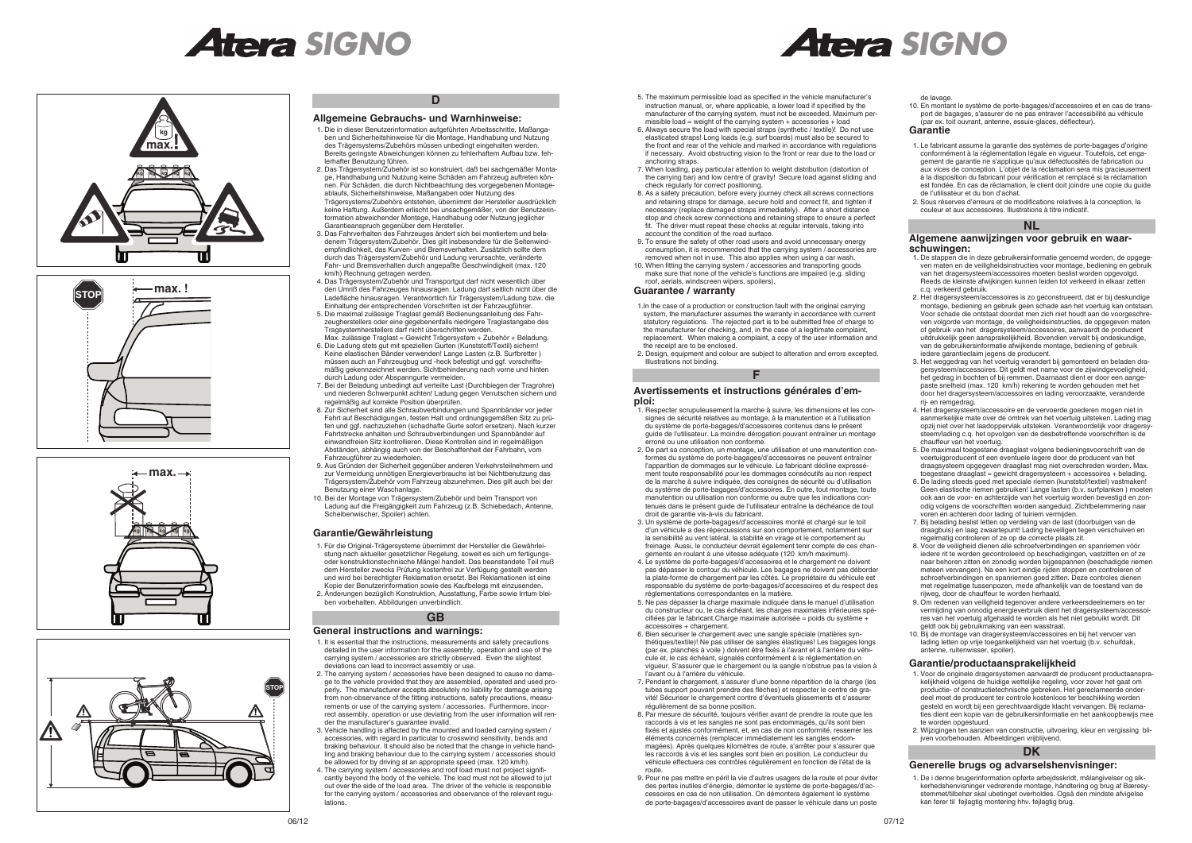# Atera SIGNO

max.!

kg

STOP

max. !

max.

STOP

## D

### Allgemeine Gebrauchs- und Warnhinweise:

1. Die in dieser Benutzerinformation aufgeführten Arbeitsschritte, Maßangaben und Sicherheitshinweise für die Montage, Handhabung und Nutzung des Trägersystems/Zubehörs müssen unbedingt eingehalten werden. Bereits geringste Abweichungen können zu fehlerhaftem Aufbau bzw. fehlerhafter Benutzung führen.
2. Das Trägersystem/Zubehör ist so konstruiert, daß bei sachgemäßer Montage, Handhabung und Nutzung keine Schäden am Fahrzeug auftreten können. Für Schäden, die durch Nichtbeachtung des vorgegebenen Montageablaufs, Sicherheitshinweise, Maßangaben oder Nutzung des Trägersystems/Zubehörs entstehen, übernimmt der Hersteller ausdrücklich keine Haftung. Außerdem erlischt bei unsachgemäßer, von der Benutzerinformation abweichender Montage, Handhabung oder Nutzung jeglicher Garantieanspruch gegenüber dem Hersteller.
3. Das Fahrverhalten des Fahrzeuges ändert sich bei montiertem und beladenem Trägersystem/Zubehör. Dies gilt insbesondere für die Seitenwindempfindlichkeit, das Kurven- und Bremsverhalten. Zusätzlich sollte dem durch das Trägersystem/Zubehör und Ladung verursachte, veränderte Fahr- und Bremsverhalten durch angepaßte Geschwindigkeit (max. 120 km/h) Rechnung getragen werden.
4. Das Trägersystem/Zubehör und Transportgut darf nicht wesentlich über den Umriß des Fahrzeuges hinausragen. Ladung darf seitlich nicht über die Ladefläche hinausragen. Verantwortlich für Trägersystem/Ladung bzw. die Einhaltung der entsprechenden Vorschriften ist der Fahrzeugführer.
5. Die maximal zulässige Traglast gemäß Bedienungsanleitung des Fahrzeugherstellers oder eine gegebenenfalls niedrigere Traglastangabe des Tragsystemherstellers darf nicht überschritten werden. Max. zulässige Traglast = Gewicht Trägersystem + Zubehör + Beladung.
6. Die Ladung stets gut mit speziellen Gurten (Kunststoff/Textil) sichern! Keine elastischen Bänder verwenden! Lange Lasten (z.B. Surfbretter ) müssen auch an Fahrzeugbug und -heck befestigt und ggf. vorschriftsmäßig gekennzeichnet werden. Sichtbehinderung nach vorne und hinten durch Ladung oder Abspanngurte vermeiden.
7. Bei der Beladung unbedingt auf verteilte Last (Durchbiegen der Tragrohre) und niederen Schwerpunkt achten! Ladung gegen Verrutschen sichern und regelmäßig auf korrekte Position überprüfen.
8. Zur Sicherheit sind alle Schraubverbindungen und Spannbänder vor jeder Fahrt auf Beschädigungen, festen Halt und ordnungsgemäßen Sitz zu prüfen und ggf. nachzuziehen (schadhafte Gurte sofort ersetzen). Nach kurzer Fahrtstrecke anhalten und Schraubverbindungen und Spannbänder auf einwandfreien Sitz kontrollieren. Diese Kontrollen sind in regelmäßigen Abständen, abhängig auch von der Beschaffenheit der Fahrbahn, vom Fahrzeugführer zu wiederholen.
9. Aus Gründen der Sicherheit gegenüber anderen Verkehrsteilnehmern und zur Vermeidung unnötigen Energieverbrauchs ist bei Nichtbenutzung das Trägersystem/Zubehör vom Fahrzeug abzunehmen. Dies gilt auch bei der Benutzung einer Waschanlage.
10. Bei der Montage von Trägersystem/Zubehör und beim Transport von Ladung auf die Freigängigkeit zum Fahrzeug (z.B. Schiebedach, Antenne, Scheibenwischer, Spoiler) achten.

### Garantie/Gewährleistung

1. Für die Original-Trägersysteme übernimmt der Hersteller die Gewährleistung nach aktueller gesetzlicher Regelung, soweit es sich um fertigungs- oder konstruktionstechnische Mängel handelt. Das beanstandete Teil muß dem Hersteller zwecks Prüfung kostenfrei zur Verfügung gestellt werden und wird bei berechtigter Reklamation ersetzt. Bei Reklamationen ist eine Kopie der Benutzerinformation sowie des Kaufbelegs mit einzusenden.
2. Änderungen bezüglich Konstruktion, Ausstattung, Farbe sowie Irrtum bleiben vorbehalten. Abbildungen unverbindlich.

## GB

### General instructions and warnings:

1. It is essential that the instructions, measurements and safety precautions detailed in the user information for the assembly, operation and use of the carrying system / accessories are strictly observed. Even the slightest deviations can lead to incorrect assembly or use.
2. The carrying system / accessories have been designed to cause no damage to the vehicle provided that they are assembled, operated and used properly. The manufacturer accepts absolutely no liability for damage arising from non-observance of the fitting instructions, safety precautions, measurements or use of the carrying system / accessories. Furthermore, incorrect assembly, operation or use deviating from the user information will render the manufacturer's guarantee invalid.
3. Vehicle handling is affected by the mounted and loaded carrying system / accessories, with regard in particular to crosswind sensitivity, bends and braking behaviour. It should also be noted that the change in vehicle handling and braking behaviour due to the carrying system / accessories should be allowed for by driving at an appropriate speed (max. 120 km/h).
4. The carrying system / accessories and roof load must not project significantly beyond the body of the vehicle. The load must not be allowed to jut out over the side of the load area. The driver of the vehicle is responsible for the carrying system / accessories and observance of the relevant regulations.
5. The maximum permissible load as specified in the vehicle manufacturer's instruction manual, or, where applicable, a lower load if specified by the manufacturer of the carrying system, must not be exceeded. Maximum permissible load = weight of the carrying system + accessories + load
6. Always secure the load with special straps (synthetic / textile)! Do not use elasticated straps! Long loads (e.g. surf boards) must also be secured to the front and rear of the vehicle and marked in accordance with regulations if necessary. Avoid obstructing vision to the front or rear due to the load or anchoring straps.
7. When loading, pay particular attention to weight distribution (distortion of the carrying bar) and low centre of gravity! Secure load against sliding and check regularly for correct positioning.
8. As a safety precaution, before every journey check all screws connections and retaining straps for damage, secure hold and correct fit, and tighten if necessary (replace damaged straps immediately). After a short distance stop and check screw connections and retaining straps to ensure a perfect fit. The driver must repeat these checks at regular intervals, taking into account the condition of the road surface.
9. To ensure the safety of other road users and avoid unnecessary energy consumption, it is recommended that the carrying system / accessories are removed when not in use. This also applies when using a car wash.
10. When fitting the carrying system / accessories and transporting goods make sure that none of the vehicle's functions are impaired (e.g. sliding roof, aerials, windscreen wipers, spoilers).

### Guarantee / warranty

1. In the case of a production or construction fault with the original carrying system, the manufacturer assumes the warranty in accordance with current statutory regulations. The rejected part is to be submitted free of charge to the manufacturer for checking, and, in the case of a legitimate complaint, replacement. When making a complaint, a copy of the user information and the receipt are to be enclosed.
2. Design, equipment and colour are subject to alteration and errors excepted. Illustrations not binding.

## F

### Avertissements et instructions générales d'emploi:

1. Respecter scrupuleusement la marche à suivre, les dimensions et les consignes de sécurité relatives au montage, à la manutention et à l'utilisation du système de porte-bagages/d'accessoires contenus dans le présent guide de l'utilisateur. La moindre dérogation pouvant entraîner un montage erroné ou une utilisation non conforme.
2. De part sa conception, un montage, une utilisation et une manutention conformes du système de porte-bagages/d'accessoires ne peuvent entraîner l'apparition de dommages sur le véhicule. Le fabricant décline expressément toute responsabilité pour les dommages consécutifs au non respect de la marche à suivre indiquée, des consignes de sécurité ou d'utilisation du système de porte-bagages/d'accessoires. En outre, tout montage, toute manutention ou utilisation non conforme ou autre que les indications contenues dans le présent guide de l'utilisateur entraîne la déchéance de tout droit de garantie vis-à-vis du fabricant.
3. Un système de porte-bagages/d'accessoires monté et chargé sur le toit d'un véhicule a des répercussions sur son comportement, notamment sur la sensibilité au vent latéral, la stabilité en virage et le comportement au freinage. Aussi, le conducteur devrait également tenir compte de ces changements en roulant à une vitesse adéquate (120 km/h maximum).
4. Le système de porte-bagages/d'accessoires et le chargement ne doivent pas dépasser le contour du véhicule. Les bagages ne doivent pas déborder la plate-forme de chargement par les côtés. Le propriétaire du véhicule est responsable du système de porte-bagages/d'accessoires et du respect des réglementations correspondantes en la matière.
5. Ne pas dépasser la charge maximale indiquée dans le manuel d'utilisation du constructeur ou, le cas échéant, les charges maximales inférieures spécifiées par le fabricant.Charge maximale autorisée = poids du système + accessoires + chargement.
6. Bien sécuriser le chargement avec une sangle spéciale (matières synthétiques/textile)! Ne pas utiliser de sangles élastiques! Les bagages longs (par ex. planches à voile ) doivent être fixés à l'avant et à l'arrière du véhicule et, le cas échéant, signalés conformément à la réglementation en vigueur. S'assurer que le chargement ou la sangle n'obstrue pas la vision à l'avant ou à l'arrière du véhicule.
7. Pendant le chargement, s'assurer d'une bonne répartition de la charge (les tubes support pouvant prendre des flèches) et respecter le centre de gravité! Sécuriser le chargement contre d'éventuels glissements et s'assurer régulièrement de sa bonne position.
8. Par mesure de sécurité, toujours vérifier avant de prendre la route que les raccords à vis et les sangles ne sont pas endommagés, qu'ils sont bien fixés et ajustés conformément, et, en cas de non conformité, resserrer les éléments concernés (remplacer immédiatement les sangles endommagées). Après quelques kilomètres de route, s'arrêter pour s'assurer que les raccords à vis et les sangles sont bien en position. Le conducteur du véhicule effectuera ces contrôles régulièrement en fonction de l'état de la route.
9. Pour ne pas mettre en péril la vie d'autres usagers de la route et pour éviter des pertes inutiles d'énergie, démonter le système de porte-bagages/d'accessoires en cas de non utilisation. On démontera également le système de porte-bagages/d'accessoires avant de passer le véhicule dans un poste de lavage.
10. En montant le système de porte-bagages/d'accessoires et en cas de transport de bagages, s'assurer de ne pas entraver l'accessibilité au véhicule (par ex. toit ouvrant, antenne, essuie-glaces, déflecteur).

### Garantie

1. Le fabricant assume la garantie des systèmes de porte-bagages d'origine conformément à la réglementation légale en vigueur. Toutefois, cet engagement de garantie ne s'applique qu'aux défectuosités de fabrication ou aux vices de conception. L'objet de la réclamation sera mis gracieusement à la disposition du fabricant pour vérification et remplacé si la réclamation est fondée. En cas de réclamation, le client doit joindre une copie du guide de l'utilisateur et du bon d'achat.
2. Sous réserves d'erreurs et de modifications relatives à la conception, la couleur et aux accessoires. Illustrations à titre indicatif.

## NL

### Algemene aanwijzingen voor gebruik en waarschuwingen:

1. De stappen die in deze gebruikersinformatie genoemd worden, de opgegeven maten en de veiligheidsinstructies voor montage, bediening en gebruik van het dragersysteem/accessoires moeten beslist worden opgevolgd. Reeds de kleinste afwijkingen kunnen leiden tot verkeerd in elkaar zetten c.q. verkeerd gebruik.
2. Het dragersysteem/accessoires is zo geconstrueerd, dat er bij deskundige montage, bediening en gebruik geen schade aan het voertuig kan ontstaan. Voor schade die ontstaat doordat men zich niet houdt aan de voorgeschreven volgorde van montage, de veiligheidsinstructies, de opgegeven maten of gebruik van het dragersysteem/accessoires, aanvaardt de producent uitdrukkelijk geen aansprakelijkheid. Bovendien vervalt bij ondeskundige, van de gebruikersinformatie afwijkende montage, bediening of gebruik iedere garantieclaim jegens de producent.
3. Het weggedrag van het voertuig verandert bij gemonteerd en beladen dragersysteem/accessoires. Dit geldt met name voor de zijwindgevoeligheid, het gedrag in bochten of bij remmen. Daarnaast dient er door een aangepaste snelheid (max. 120 km/h) rekening te worden gehouden met het door het dragersysteem/accessoires en lading veroorzaakte, veranderde rij- en remgedrag.
4. Het dragersysteem/accessoire en de vervoerde goederen mogen niet in aanmerkelijke mate over de omtrek van het voertuig uitsteken. Lading mag opzij niet over het laadoppervlak uitsteken. Verantwoordelijk voor dragersysteem/lading c.q. het opvolgen van de desbetreffende voorschriften is de chauffeur van het voertuig.
5. De maximaal toegestane draaglast volgens bedieningsvoorschrift van de voertuigproducent of een eventuele lagere door de producent van het draagsysteem opgegeven draaglast mag niet overschreden worden. Max. toegestane draaglast = gewicht dragersysteem + accessoires + belading.
6. De lading steeds goed met speciale riemen (kunststof/textiel) vastmaken! Geen elastische riemen gebruiken! Lange lasten (b.v. surfplanken ) moeten ook aan de voor- en achterzijde van het voertuig worden bevestigd en zonodig volgens de voorschriften worden aangeduid. Zichtbelemmering naar voren en achteren door lading of tuiriem vermijden.
7. Bij belading beslist letten op verdeling van de last (doorbuigen van de draagbuis) en laag zwaartepunt! Lading beveiligen tegen verschuiven en regelmatig controleren of ze op de correcte plaats zit.
8. Voor de veiligheid dienen alle schroefverbindingen en spanriemen vóór iedere rit te worden gecontroleerd op beschadigingen, vastzitten en of ze naar behoren zitten en zonodig worden bijgespannen (beschadigde riemen meteen vervangen). Na een kort eindje rijden stoppen en controleren of schroefverbindingen en spanriemen goed zitten. Deze controles dienen met regelmatige tussenpozen, mede afhankelijk van de toestand van de rijweg, door de chauffeur te worden herhaald.
9. Om redenen van veiligheid tegenover andere verkeersdeelnemers en ter vermijding van onnodig energieverbruik dient het dragersysteem/accessoires van het voertuig afgehaald te worden als het niet gebruikt wordt. Dit geldt ook bij gebruikmaking van een wasstraat.
10. Bij de montage van dragersysteem/accessoires en bij het vervoer van lading letten op vrije toegankelijkheid van het voertuig (b.v. schuifdak, antenne, ruitenwisser, spoiler).

### Garantie/productaansprakelijkheid

1. Voor de originele dragersystemen aanvaardt de producent productaansprakelijkheid volgens de huidige wettelijke regeling, voor zover het gaat om productie- of constructietechnische gebreken. Het gereclameerde onderdeel moet de producent ter controle kostenloos ter beschikking worden gesteld en wordt bij een gerechtvaardigde klacht vervangen. Bij reclamaties dient een kopie van de gebruikersinformatie en het aankoopbewijs mee te worden opgestuurd.
2. Wijzigingen ten aanzien van constructie, uitvoering, kleur en vergissing blijven voorbehouden. Afbeeldingen vrijblijvend.

## DK

### Generelle brugs og advarselshenvisninger:

1. De i denne brugerinformation opførte arbejdsskridt, målangivelser og sikkerhedshenvisninger vedrørende montage, håndtering og brug af Bæresystemet/tilbehør skal ubetinget overholdes. Også den mindste afvigelse kan fører til fejlagtig montering hhv. fejlagtig brug.